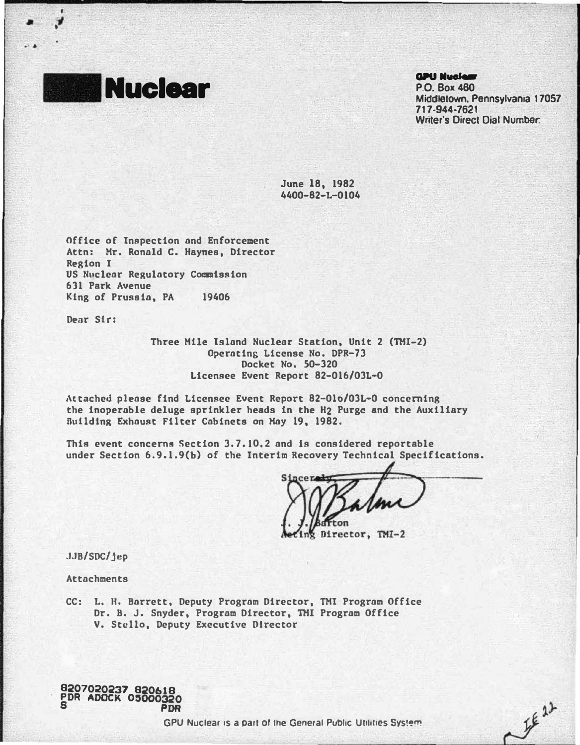**Nuclear**

**GPU Nuclear**
P.O. Box 480
Middletown, Pennsylvania 17057
717-944-7621
Writer's Direct Dial Number:

June 18, 1982
4400-82-L-0104

Office of Inspection and Enforcement
Attn: Mr. Ronald C. Haynes, Director
Region I
US Nuclear Regulatory Commission
631 Park Avenue
King of Prussia, PA 19406

Dear Sir:

Three Mile Island Nuclear Station, Unit 2 (TMI-2)
Operating License No. DPR-73
Docket No. 50-320
Licensee Event Report 82-016/03L-0

Attached please find Licensee Event Report 82-016/03L-0 concerning the inoperable deluge sprinkler heads in the $H_2$ Purge and the Auxiliary Building Exhaust Filter Cabinets on May 19, 1982.

This event concerns Section 3.7.10.2 and is considered reportable under Section 6.9.1.9(b) of the Interim Recovery Technical Specifications.

Sincerely,

J. J. Barton
Acting Director, TMI-2

JJB/SDC/jep

Attachments

CC: L. H. Barrett, Deputy Program Director, TMI Program Office
Dr. B. J. Snyder, Program Director, TMI Program Office
V. Stello, Deputy Executive Director

8207020237 820618
PDR ADOCK 05000320
S PDR

GPU Nuclear is a part of the General Public Utilities System

IE 22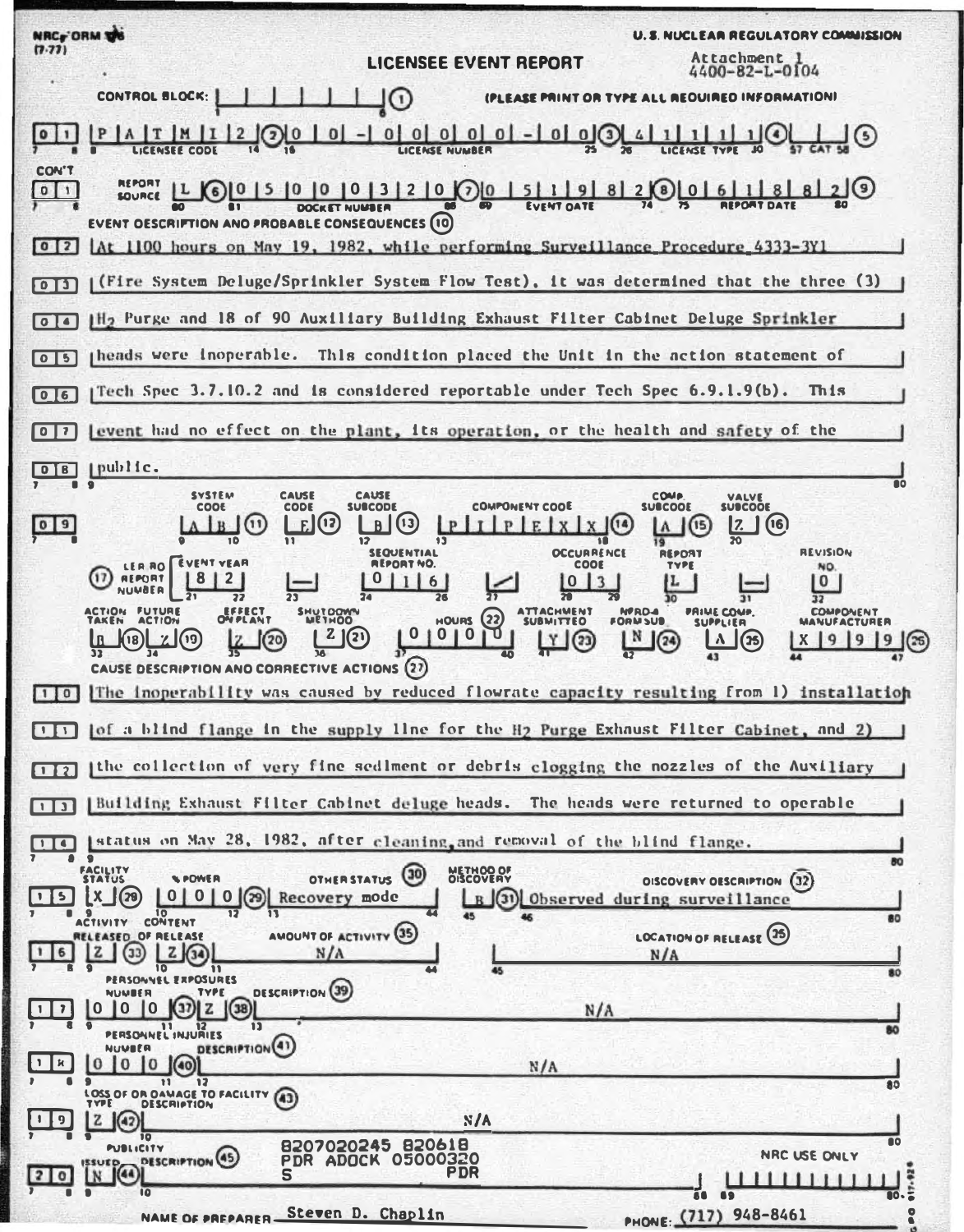NRC FORM 366 (7-77)

U. S. NUCLEAR REGULATORY COMMISSION

# LICENSEE EVENT REPORT

Attachment 1
4400-82-L-0104

CONTROL BLOCK: (1) (PLEASE PRINT OR TYPE ALL REQUIRED INFORMATION)

| 01 | LICENSEE CODE | LICENSE NUMBER | LICENSE TYPE | CAT |
|---|---|---|---|---|
| | P A T M I 2 (2) | 0 0 - 0 0 0 0 0 - 0 0 (3) | 4 1 1 1 1 (4) | (5) |

| CON'T 01 | REPORT SOURCE | DOCKET NUMBER | EVENT DATE | REPORT DATE |
|---|---|---|---|---|
| | L (6) | 0 5 0 0 0 3 2 0 (7) | 0 5 1 9 8 2 (8) | 0 6 1 8 8 2 (9) |

EVENT DESCRIPTION AND PROBABLE CONSEQUENCES (10)

02 At 1100 hours on May 19, 1982, while performing Surveillance Procedure 4333-3Y1
03 (Fire System Deluge/Sprinkler System Flow Test), it was determined that the three (3)
04 $H_2$ Purge and 18 of 90 Auxiliary Building Exhaust Filter Cabinet Deluge Sprinkler
05 heads were inoperable. This condition placed the Unit in the action statement of
06 Tech Spec 3.7.10.2 and is considered reportable under Tech Spec 6.9.1.9(b). This
07 event had no effect on the plant, its operation, or the health and safety of the
08 public.

| 09 | SYSTEM CODE | CAUSE CODE | CAUSE SUBCODE | COMPONENT CODE | COMP. SUBCODE | VALVE SUBCODE |
|---|---|---|---|---|---|---|
| | A B (11) | F (12) | B (13) | P I P E X X (14) | A (15) | Z (16) |

| (17) LER/RO REPORT NUMBER | EVENT YEAR | | SEQUENTIAL REPORT NO. | | OCCURRENCE CODE | REPORT TYPE | | REVISION NO. |
|---|---|---|---|---|---|---|---|---|
| | 8 2 | — | 0 1 6 | / | 0 3 | L | — | 0 |

| ACTION TAKEN | FUTURE ACTION | EFFECT ON PLANT | SHUTDOWN METHOD | HOURS (22) | ATTACHMENT SUBMITTED | NPRD-4 FORM SUB. | PRIME COMP. SUPPLIER | COMPONENT MANUFACTURER |
|---|---|---|---|---|---|---|---|---|
| B (18) | Z (19) | Z (20) | Z (21) | 0 0 0 0 | Y (23) | N (24) | A (25) | X 9 9 9 (26) |

CAUSE DESCRIPTION AND CORRECTIVE ACTIONS (27)

10 The inoperability was caused by reduced flowrate capacity resulting from 1) installation
11 of a blind flange in the supply line for the $H_2$ Purge Exhaust Filter Cabinet, and 2)
12 the collection of very fine sediment or debris clogging the nozzles of the Auxiliary
13 Building Exhaust Filter Cabinet deluge heads. The heads were returned to operable
14 status on May 28, 1982, after cleaning and removal of the blind flange.

| 15 | FACILITY STATUS | % POWER | OTHER STATUS (30) | METHOD OF DISCOVERY | DISCOVERY DESCRIPTION (32) |
|---|---|---|---|---|---|
| | X (28) | 0 0 0 (29) | Recovery mode | B (31) | Observed during surveillance |

| 16 | ACTIVITY RELEASED | CONTENT OF RELEASE | AMOUNT OF ACTIVITY (35) | LOCATION OF RELEASE (36) |
|---|---|---|---|---|
| | Z (33) | Z (34) | N/A | N/A |

| 17 | PERSONNEL EXPOSURES NUMBER | TYPE | DESCRIPTION (39) |
|---|---|---|---|
| | 0 0 0 (37) | Z (38) | N/A |

| 18 | PERSONNEL INJURIES NUMBER | DESCRIPTION (41) |
|---|---|---|
| | 0 0 0 (40) | N/A |

| 19 | LOSS OF OR DAMAGE TO FACILITY (43) TYPE | DESCRIPTION |
|---|---|---|
| | Z (42) | N/A |

| 20 | PUBLICITY ISSUED | DESCRIPTION (45) | NRC USE ONLY |
|---|---|---|---|
| | N (44) | | |

8207020245 820618
PDR ADOCK 05000320
S PDR

NAME OF PREPARER Steven D. Chaplin PHONE: (717) 948-8461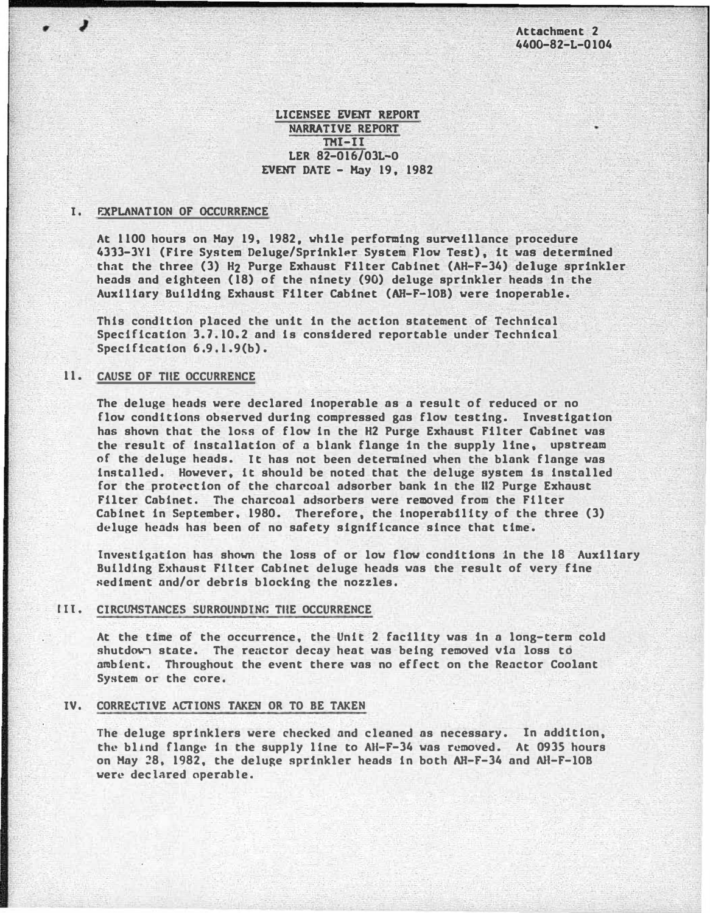Attachment 2
4400-82-L-0104

# LICENSEE EVENT REPORT
## NARRATIVE REPORT
## TMI-II
## LER 82-016/03L-0
## EVENT DATE - May 19, 1982

## I. EXPLANATION OF OCCURRENCE

At 1100 hours on May 19, 1982, while performing surveillance procedure 4333-3Y1 (Fire System Deluge/Sprinkler System Flow Test), it was determined that the three (3) $H_2$ Purge Exhaust Filter Cabinet (AH-F-34) deluge sprinkler heads and eighteen (18) of the ninety (90) deluge sprinkler heads in the Auxiliary Building Exhaust Filter Cabinet (AH-F-10B) were inoperable.

This condition placed the unit in the action statement of Technical Specification 3.7.10.2 and is considered reportable under Technical Specification 6.9.1.9(b).

## II. CAUSE OF THE OCCURRENCE

The deluge heads were declared inoperable as a result of reduced or no flow conditions observed during compressed gas flow testing. Investigation has shown that the loss of flow in the H2 Purge Exhaust Filter Cabinet was the result of installation of a blank flange in the supply line, upstream of the deluge heads. It has not been determined when the blank flange was installed. However, it should be noted that the deluge system is installed for the protection of the charcoal adsorber bank in the H2 Purge Exhaust Filter Cabinet. The charcoal adsorbers were removed from the Filter Cabinet in September, 1980. Therefore, the inoperability of the three (3) deluge heads has been of no safety significance since that time.

Investigation has shown the loss of or low flow conditions in the 18 Auxiliary Building Exhaust Filter Cabinet deluge heads was the result of very fine sediment and/or debris blocking the nozzles.

## III. CIRCUMSTANCES SURROUNDING THE OCCURRENCE

At the time of the occurrence, the Unit 2 facility was in a long-term cold shutdown state. The reactor decay heat was being removed via loss to ambient. Throughout the event there was no effect on the Reactor Coolant System or the core.

## IV. CORRECTIVE ACTIONS TAKEN OR TO BE TAKEN

The deluge sprinklers were checked and cleaned as necessary. In addition, the blind flange in the supply line to AH-F-34 was removed. At 0935 hours on May 28, 1982, the deluge sprinkler heads in both AH-F-34 and AH-F-10B were declared operable.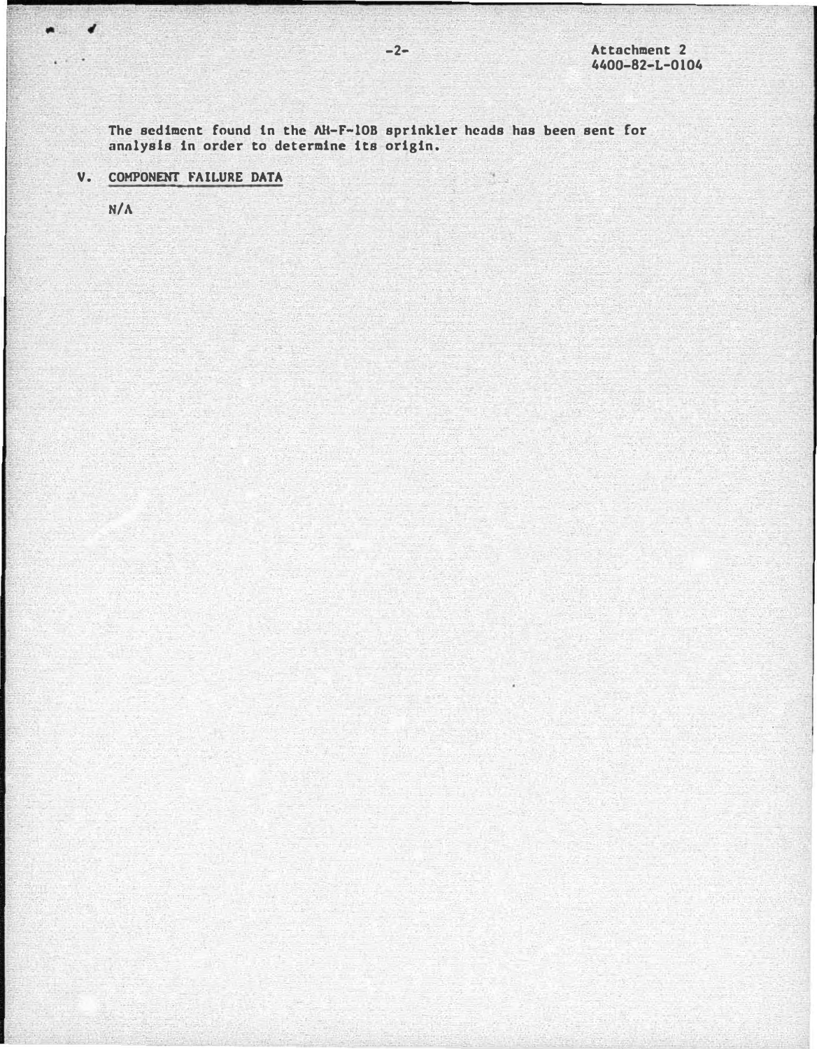The sediment found in the AH-F-10B sprinkler heads has been sent for analysis in order to determine its origin.

## V. COMPONENT FAILURE DATA

N/A